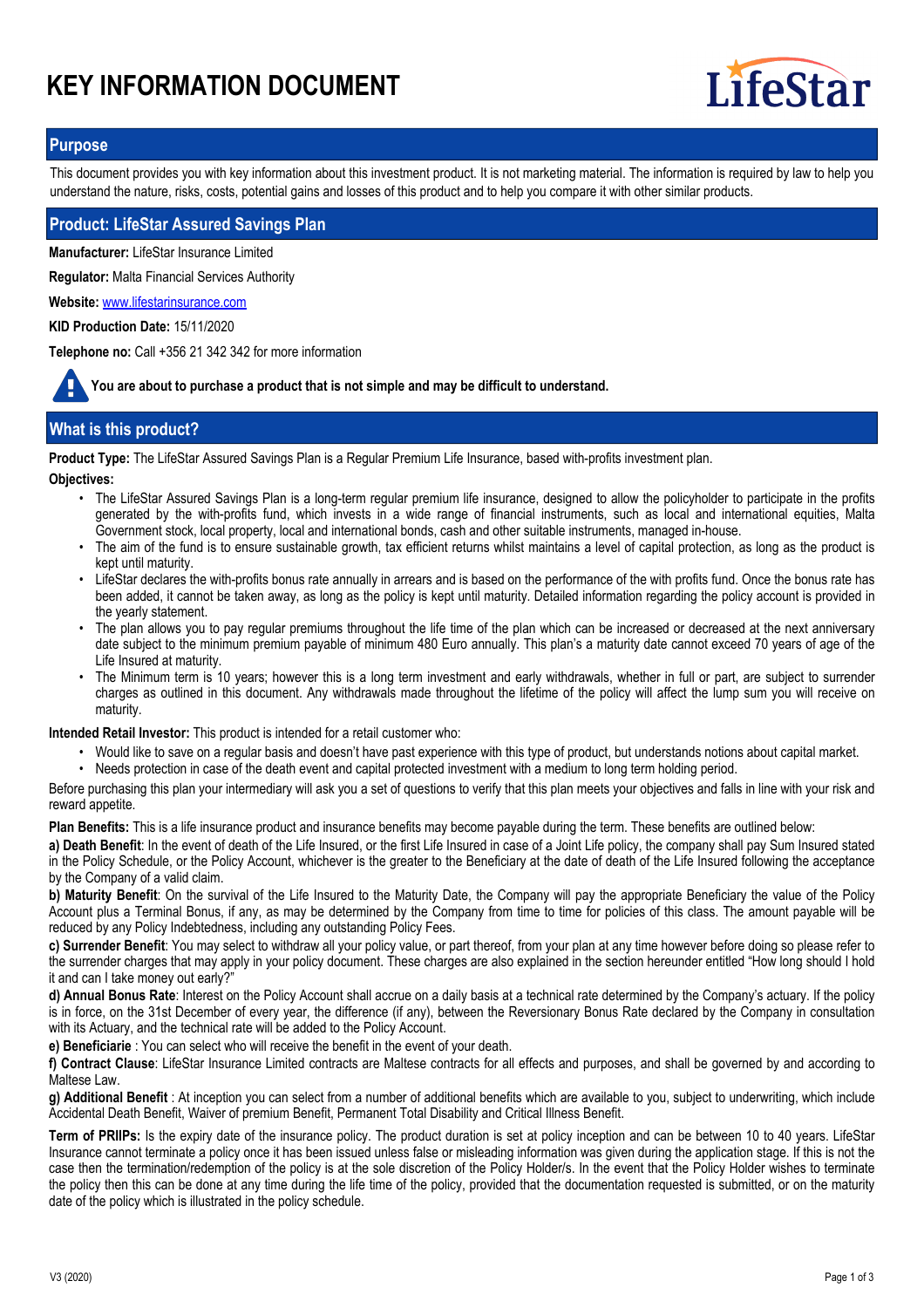# KEY INFORMATION DOCUMENT

LifeStar

## Purpose

This document provides you with key information about this investment product. It is not marketing material. The information is required by law to help you understand the nature, risks, costs, potential gains and losses of this product and to help you compare it with other similar products.

## Product: LifeStar Assured Savings Plan

**Manufacturer:** LifeStar Insurance Limited

**Regulator:** Malta Financial Services Authority

**Website:** [www.lifestarinsurance.com](www.lifestarinsurance.com)

**KID Production Date:** 15/11/2020

**Telephone no:** Call +356 21 342 342 for more information

**You are about to purchase a product that is not simple and may be difficult to understand.**

## What is this product?

**Product Type:** The LifeStar Assured Savings Plan is a Regular Premium Life Insurance, based with-profits investment plan.

**Objectives:**

- The LifeStar Assured Savings Plan is a long-term regular premium life insurance, designed to allow the policyholder to participate in the profits generated by the with-profits fund, which invests in a wide range of financial instruments, such as local and international equities, Malta Government stock, local property, local and international bonds, cash and other suitable instruments, managed in-house.
- The aim of the fund is to ensure sustainable growth, tax efficient returns whilst maintains a level of capital protection, as long as the product is kept until maturity.
- LifeStar declares the with-profits bonus rate annually in arrears and is based on the performance of the with profits fund. Once the bonus rate has been added, it cannot be taken away, as long as the policy is kept until maturity. Detailed information regarding the policy account is provided in the yearly statement.
- The plan allows you to pay regular premiums throughout the life time of the plan which can be increased or decreased at the next anniversary date subject to the minimum premium payable of minimum 480 Euro annually. This plan's a maturity date cannot exceed 70 years of age of the Life Insured at maturity.
- The Minimum term is 10 years; however this is a long term investment and early withdrawals, whether in full or part, are subject to surrender charges as outlined in this document. Any withdrawals made throughout the lifetime of the policy will affect the lump sum you will receive on maturity.

**Intended Retail Investor:** This product is intended for a retail customer who:

- Would like to save on a regular basis and doesn't have past experience with this type of product, but understands notions about capital market.
- Needs protection in case of the death event and capital protected investment with a medium to long term holding period.

Before purchasing this plan your intermediary will ask you a set of questions to verify that this plan meets your objectives and falls in line with your risk and reward appetite.

**Plan Benefits:** This is a life insurance product and insurance benefits may become payable during the term. These benefits are outlined below:

**a) Death Benefit**: In the event of death of the Life Insured, or the first Life Insured in case of a Joint Life policy, the company shall pay Sum Insured stated in the Policy Schedule, or the Policy Account, whichever is the greater to the Beneficiary at the date of death of the Life Insured following the acceptance by the Company of a valid claim.

**b) Maturity Benefit**: On the survival of the Life Insured to the Maturity Date, the Company will pay the appropriate Beneficiary the value of the Policy Account plus a Terminal Bonus, if any, as may be determined by the Company from time to time for policies of this class. The amount payable will be reduced by any Policy Indebtedness, including any outstanding Policy Fees.

**c) Surrender Benefit**: You may select to withdraw all your policy value, or part thereof, from your plan at any time however before doing so please refer to the surrender charges that may apply in your policy document. These charges are also explained in the section hereunder entitled "How long should I hold it and can I take money out early?"

**d) Annual Bonus Rate**: Interest on the Policy Account shall accrue on a daily basis at a technical rate determined by the Company's actuary. If the policy is in force, on the 31st December of every year, the difference (if any), between the Reversionary Bonus Rate declared by the Company in consultation with its Actuary, and the technical rate will be added to the Policy Account.

**e) Beneficiarie** : You can select who will receive the benefit in the event of your death.

**f) Contract Clause**: LifeStar Insurance Limited contracts are Maltese contracts for all effects and purposes, and shall be governed by and according to Maltese Law.

**g) Additional Benefit** : At inception you can select from a number of additional benefits which are available to you, subject to underwriting, which include Accidental Death Benefit, Waiver of premium Benefit, Permanent Total Disability and Critical Illness Benefit.

**Term of PRIIPs:** Is the expiry date of the insurance policy. The product duration is set at policy inception and can be between 10 to 40 years. LifeStar Insurance cannot terminate a policy once it has been issued unless false or misleading information was given during the application stage. If this is not the case then the termination/redemption of the policy is at the sole discretion of the Policy Holder/s. In the event that the Policy Holder wishes to terminate the policy then this can be done at any time during the life time of the policy, provided that the documentation requested is submitted, or on the maturity date of the policy which is illustrated in the policy schedule.

V3 (2020)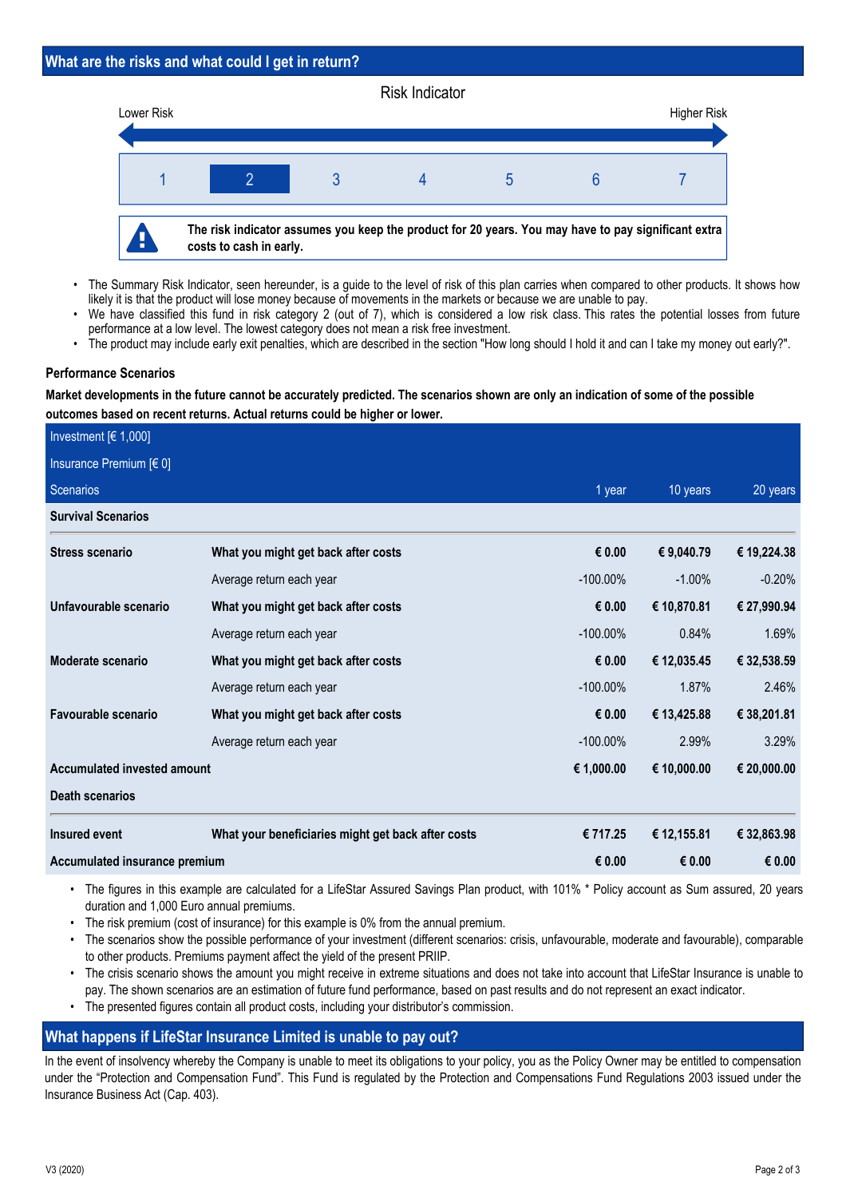## What are the risks and what could I get in return?

Risk Indicator

Lower Risk — Higher Risk

| 1 | **2** | 3 | 4 | 5 | 6 | 7 |
|---|---|---|---|---|---|---|

**The risk indicator assumes you keep the product for 20 years. You may have to pay significant extra costs to cash in early.**

- The Summary Risk Indicator, seen hereunder, is a guide to the level of risk of this plan carries when compared to other products. It shows how likely it is that the product will lose money because of movements in the markets or because we are unable to pay.
- We have classified this fund in risk category 2 (out of 7), which is considered a low risk class. This rates the potential losses from future performance at a low level. The lowest category does not mean a risk free investment.
- The product may include early exit penalties, which are described in the section "How long should I hold it and can I take my money out early?".

### Performance Scenarios

**Market developments in the future cannot be accurately predicted. The scenarios shown are only an indication of some of the possible outcomes based on recent returns. Actual returns could be higher or lower.**

| Investment [€ 1,000]<br>Insurance Premium [€ 0]<br>Scenarios | | 1 year | 10 years | 20 years |
|---|---|---|---|---|
| **Survival Scenarios** | | | | |
| **Stress scenario** | **What you might get back after costs** | **€ 0.00** | **€ 9,040.79** | **€ 19,224.38** |
| | Average return each year | -100.00% | -1.00% | -0.20% |
| **Unfavourable scenario** | **What you might get back after costs** | **€ 0.00** | **€ 10,870.81** | **€ 27,990.94** |
| | Average return each year | -100.00% | 0.84% | 1.69% |
| **Moderate scenario** | **What you might get back after costs** | **€ 0.00** | **€ 12,035.45** | **€ 32,538.59** |
| | Average return each year | -100.00% | 1.87% | 2.46% |
| **Favourable scenario** | **What you might get back after costs** | **€ 0.00** | **€ 13,425.88** | **€ 38,201.81** |
| | Average return each year | -100.00% | 2.99% | 3.29% |
| **Accumulated invested amount** | | **€ 1,000.00** | **€ 10,000.00** | **€ 20,000.00** |
| **Death scenarios** | | | | |
| **Insured event** | **What your beneficiaries might get back after costs** | **€ 717.25** | **€ 12,155.81** | **€ 32,863.98** |
| **Accumulated insurance premium** | | **€ 0.00** | **€ 0.00** | **€ 0.00** |

- The figures in this example are calculated for a LifeStar Assured Savings Plan product, with 101% * Policy account as Sum assured, 20 years duration and 1,000 Euro annual premiums.
- The risk premium (cost of insurance) for this example is 0% from the annual premium.
- The scenarios show the possible performance of your investment (different scenarios: crisis, unfavourable, moderate and favourable), comparable to other products. Premiums payment affect the yield of the present PRIIP.
- The crisis scenario shows the amount you might receive in extreme situations and does not take into account that LifeStar Insurance is unable to pay. The shown scenarios are an estimation of future fund performance, based on past results and do not represent an exact indicator.
- The presented figures contain all product costs, including your distributor's commission.

## What happens if LifeStar Insurance Limited is unable to pay out?

In the event of insolvency whereby the Company is unable to meet its obligations to your policy, you as the Policy Owner may be entitled to compensation under the "Protection and Compensation Fund". This Fund is regulated by the Protection and Compensations Fund Regulations 2003 issued under the Insurance Business Act (Cap. 403).

V3 (2020)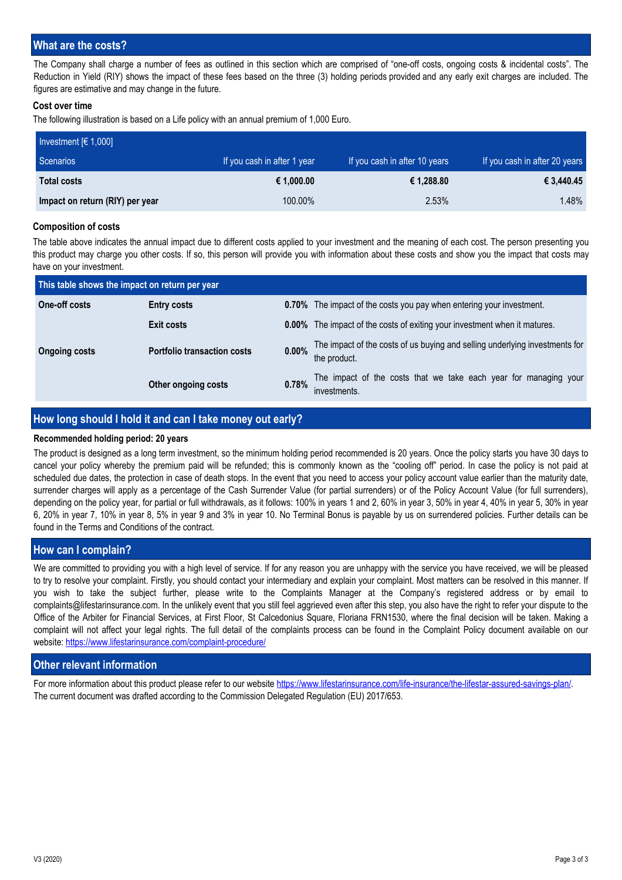## What are the costs?

The Company shall charge a number of fees as outlined in this section which are comprised of "one-off costs, ongoing costs & incidental costs". The Reduction in Yield (RIY) shows the impact of these fees based on the three (3) holding periods provided and any early exit charges are included. The figures are estimative and may change in the future.

### Cost over time

The following illustration is based on a Life policy with an annual premium of 1,000 Euro.

| Investment [€ 1,000] | | | |
|---|---|---|---|
| Scenarios | If you cash in after 1 year | If you cash in after 10 years | If you cash in after 20 years |
| **Total costs** | **€ 1,000.00** | **€ 1,288.80** | **€ 3,440.45** |
| **Impact on return (RIY) per year** | 100.00% | 2.53% | 1.48% |

### Composition of costs

The table above indicates the annual impact due to different costs applied to your investment and the meaning of each cost. The person presenting you this product may charge you other costs. If so, this person will provide you with information about these costs and show you the impact that costs may have on your investment.

| This table shows the impact on return per year | | | |
|---|---|---|---|
| **One-off costs** | **Entry costs** | **0.70%** | The impact of the costs you pay when entering your investment. |
| | **Exit costs** | **0.00%** | The impact of the costs of exiting your investment when it matures. |
| **Ongoing costs** | **Portfolio transaction costs** | **0.00%** | The impact of the costs of us buying and selling underlying investments for the product. |
| | **Other ongoing costs** | **0.78%** | The impact of the costs that we take each year for managing your investments. |

## How long should I hold it and can I take money out early?

**Recommended holding period: 20 years**

The product is designed as a long term investment, so the minimum holding period recommended is 20 years. Once the policy starts you have 30 days to cancel your policy whereby the premium paid will be refunded; this is commonly known as the "cooling off" period. In case the policy is not paid at scheduled due dates, the protection in case of death stops. In the event that you need to access your policy account value earlier than the maturity date, surrender charges will apply as a percentage of the Cash Surrender Value (for partial surrenders) or of the Policy Account Value (for full surrenders), depending on the policy year, for partial or full withdrawals, as it follows: 100% in years 1 and 2, 60% in year 3, 50% in year 4, 40% in year 5, 30% in year 6, 20% in year 7, 10% in year 8, 5% in year 9 and 3% in year 10. No Terminal Bonus is payable by us on surrendered policies. Further details can be found in the Terms and Conditions of the contract.

## How can I complain?

We are committed to providing you with a high level of service. If for any reason you are unhappy with the service you have received, we will be pleased to try to resolve your complaint. Firstly, you should contact your intermediary and explain your complaint. Most matters can be resolved in this manner. If you wish to take the subject further, please write to the Complaints Manager at the Company's registered address or by email to complaints@lifestarinsurance.com. In the unlikely event that you still feel aggrieved even after this step, you also have the right to refer your dispute to the Office of the Arbiter for Financial Services, at First Floor, St Calcedonius Square, Floriana FRN1530, where the final decision will be taken. Making a complaint will not affect your legal rights. The full detail of the complaints process can be found in the Complaint Policy document available on our website: https://www.lifestarinsurance.com/complaint-procedure/

## Other relevant information

For more information about this product please refer to our website https://www.lifestarinsurance.com/life-insurance/the-lifestar-assured-savings-plan/. The current document was drafted according to the Commission Delegated Regulation (EU) 2017/653.

V3 (2020)